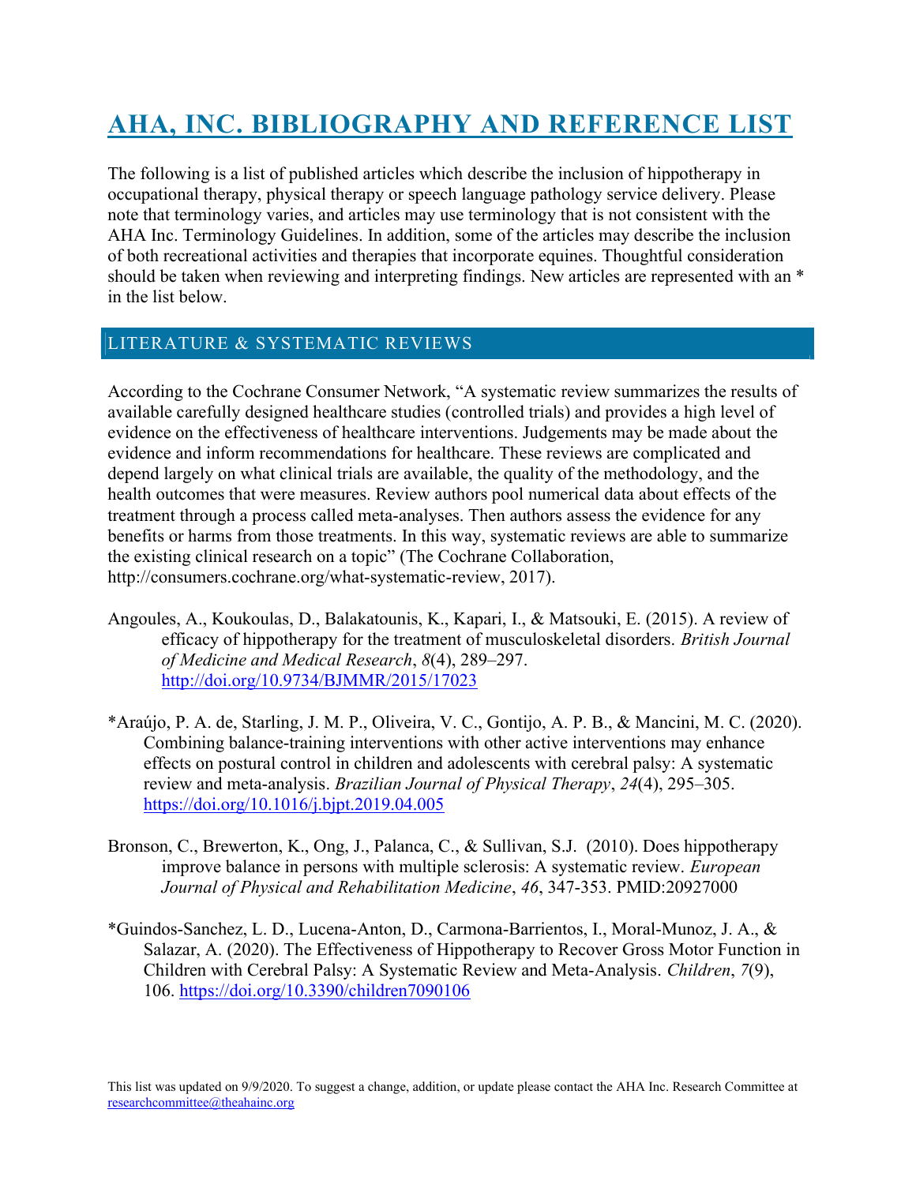# AHA, INC. BIBLIOGRAPHY AND REFERENCE LIST

The following is a list of published articles which describe the inclusion of hippotherapy in occupational therapy, physical therapy or speech language pathology service delivery. Please note that terminology varies, and articles may use terminology that is not consistent with the AHA Inc. Terminology Guidelines. In addition, some of the articles may describe the inclusion of both recreational activities and therapies that incorporate equines. Thoughtful consideration should be taken when reviewing and interpreting findings. New articles are represented with an * in the list below.

## LITERATURE & SYSTEMATIC REVIEWS

According to the Cochrane Consumer Network, "A systematic review summarizes the results of available carefully designed healthcare studies (controlled trials) and provides a high level of evidence on the effectiveness of healthcare interventions. Judgements may be made about the evidence and inform recommendations for healthcare. These reviews are complicated and depend largely on what clinical trials are available, the quality of the methodology, and the health outcomes that were measures. Review authors pool numerical data about effects of the treatment through a process called meta-analyses. Then authors assess the evidence for any benefits or harms from those treatments. In this way, systematic reviews are able to summarize the existing clinical research on a topic" (The Cochrane Collaboration, http://consumers.cochrane.org/what-systematic-review, 2017).

Angoules, A., Koukoulas, D., Balakatounis, K., Kapari, I., & Matsouki, E. (2015). A review of efficacy of hippotherapy for the treatment of musculoskeletal disorders. *British Journal of Medicine and Medical Research*, *8*(4), 289–297. http://doi.org/10.9734/BJMMR/2015/17023

*Araújo, P. A. de, Starling, J. M. P., Oliveira, V. C., Gontijo, A. P. B., & Mancini, M. C. (2020). Combining balance-training interventions with other active interventions may enhance effects on postural control in children and adolescents with cerebral palsy: A systematic review and meta-analysis. *Brazilian Journal of Physical Therapy*, *24*(4), 295–305. https://doi.org/10.1016/j.bjpt.2019.04.005

Bronson, C., Brewerton, K., Ong, J., Palanca, C., & Sullivan, S.J. (2010). Does hippotherapy improve balance in persons with multiple sclerosis: A systematic review. *European Journal of Physical and Rehabilitation Medicine*, *46*, 347-353. PMID:20927000

*Guindos-Sanchez, L. D., Lucena-Anton, D., Carmona-Barrientos, I., Moral-Munoz, J. A., & Salazar, A. (2020). The Effectiveness of Hippotherapy to Recover Gross Motor Function in Children with Cerebral Palsy: A Systematic Review and Meta-Analysis. *Children*, *7*(9), 106. https://doi.org/10.3390/children7090106

This list was updated on 9/9/2020. To suggest a change, addition, or update please contact the AHA Inc. Research Committee at researchcommittee@theahainc.org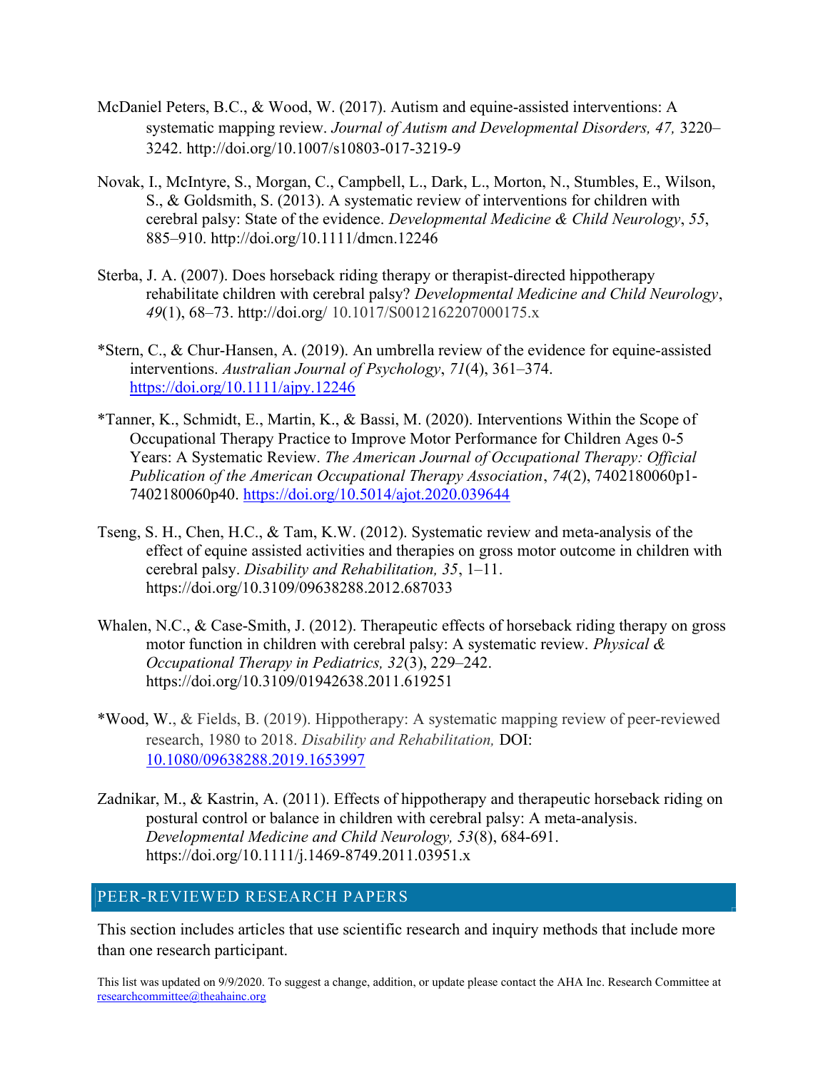McDaniel Peters, B.C., & Wood, W. (2017). Autism and equine-assisted interventions: A systematic mapping review. *Journal of Autism and Developmental Disorders, 47,* 3220–3242. http://doi.org/10.1007/s10803-017-3219-9

Novak, I., McIntyre, S., Morgan, C., Campbell, L., Dark, L., Morton, N., Stumbles, E., Wilson, S., & Goldsmith, S. (2013). A systematic review of interventions for children with cerebral palsy: State of the evidence. *Developmental Medicine & Child Neurology*, *55*, 885–910. http://doi.org/10.1111/dmcn.12246

Sterba, J. A. (2007). Does horseback riding therapy or therapist-directed hippotherapy rehabilitate children with cerebral palsy? *Developmental Medicine and Child Neurology*, *49*(1), 68–73. http://doi.org/ 10.1017/S0012162207000175.x

*Stern, C., & Chur-Hansen, A. (2019). An umbrella review of the evidence for equine-assisted interventions. *Australian Journal of Psychology*, *71*(4), 361–374. https://doi.org/10.1111/ajpy.12246

*Tanner, K., Schmidt, E., Martin, K., & Bassi, M. (2020). Interventions Within the Scope of Occupational Therapy Practice to Improve Motor Performance for Children Ages 0-5 Years: A Systematic Review. *The American Journal of Occupational Therapy: Official Publication of the American Occupational Therapy Association*, *74*(2), 7402180060p1-7402180060p40. https://doi.org/10.5014/ajot.2020.039644

Tseng, S. H., Chen, H.C., & Tam, K.W. (2012). Systematic review and meta-analysis of the effect of equine assisted activities and therapies on gross motor outcome in children with cerebral palsy. *Disability and Rehabilitation, 35*, 1–11. https://doi.org/10.3109/09638288.2012.687033

Whalen, N.C., & Case-Smith, J. (2012). Therapeutic effects of horseback riding therapy on gross motor function in children with cerebral palsy: A systematic review. *Physical & Occupational Therapy in Pediatrics, 32*(3), 229–242. https://doi.org/10.3109/01942638.2011.619251

*Wood, W., & Fields, B. (2019). Hippotherapy: A systematic mapping review of peer-reviewed research, 1980 to 2018. *Disability and Rehabilitation,* DOI: 10.1080/09638288.2019.1653997

Zadnikar, M., & Kastrin, A. (2011). Effects of hippotherapy and therapeutic horseback riding on postural control or balance in children with cerebral palsy: A meta-analysis. *Developmental Medicine and Child Neurology, 53*(8), 684-691. https://doi.org/10.1111/j.1469-8749.2011.03951.x

## PEER-REVIEWED RESEARCH PAPERS

This section includes articles that use scientific research and inquiry methods that include more than one research participant.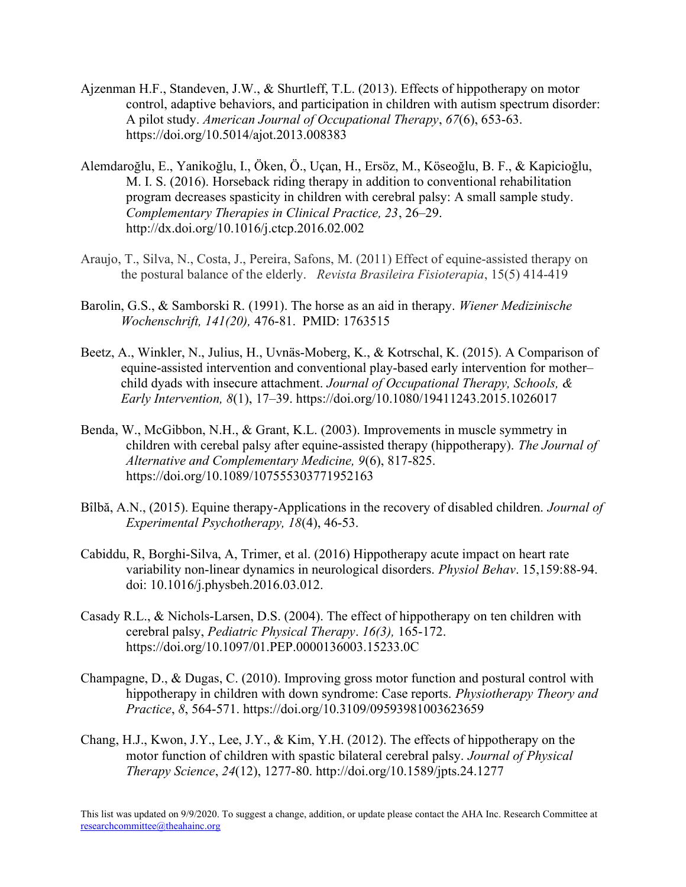Ajzenman H.F., Standeven, J.W., & Shurtleff, T.L. (2013). Effects of hippotherapy on motor control, adaptive behaviors, and participation in children with autism spectrum disorder: A pilot study. *American Journal of Occupational Therapy*, *67*(6), 653-63. https://doi.org/10.5014/ajot.2013.008383

Alemdaroğlu, E., Yanikoğlu, I., Öken, Ö., Uçan, H., Ersöz, M., Köseoğlu, B. F., & Kapicioğlu, M. I. S. (2016). Horseback riding therapy in addition to conventional rehabilitation program decreases spasticity in children with cerebral palsy: A small sample study. *Complementary Therapies in Clinical Practice, 23*, 26–29. http://dx.doi.org/10.1016/j.ctcp.2016.02.002

Araujo, T., Silva, N., Costa, J., Pereira, Safons, M. (2011) Effect of equine-assisted therapy on the postural balance of the elderly. *Revista Brasileira Fisioterapia*, 15(5) 414-419

Barolin, G.S., & Samborski R. (1991). The horse as an aid in therapy. *Wiener Medizinische Wochenschrift, 141(20),* 476-81. PMID: 1763515

Beetz, A., Winkler, N., Julius, H., Uvnäs-Moberg, K., & Kotrschal, K. (2015). A Comparison of equine-assisted intervention and conventional play-based early intervention for mother–child dyads with insecure attachment. *Journal of Occupational Therapy, Schools, & Early Intervention, 8*(1), 17–39. https://doi.org/10.1080/19411243.2015.1026017

Benda, W., McGibbon, N.H., & Grant, K.L. (2003). Improvements in muscle symmetry in children with cerebal palsy after equine-assisted therapy (hippotherapy). *The Journal of Alternative and Complementary Medicine, 9*(6), 817-825. https://doi.org/10.1089/107555303771952163

Bîlbă, A.N., (2015). Equine therapy-Applications in the recovery of disabled children. *Journal of Experimental Psychotherapy, 18*(4), 46-53.

Cabiddu, R, Borghi-Silva, A, Trimer, et al. (2016) Hippotherapy acute impact on heart rate variability non-linear dynamics in neurological disorders. *Physiol Behav*. 15,159:88-94. doi: 10.1016/j.physbeh.2016.03.012.

Casady R.L., & Nichols-Larsen, D.S. (2004). The effect of hippotherapy on ten children with cerebral palsy, *Pediatric Physical Therapy*. *16(3),* 165-172. https://doi.org/10.1097/01.PEP.0000136003.15233.0C

Champagne, D., & Dugas, C. (2010). Improving gross motor function and postural control with hippotherapy in children with down syndrome: Case reports. *Physiotherapy Theory and Practice*, *8*, 564-571. https://doi.org/10.3109/09593981003623659

Chang, H.J., Kwon, J.Y., Lee, J.Y., & Kim, Y.H. (2012). The effects of hippotherapy on the motor function of children with spastic bilateral cerebral palsy. *Journal of Physical Therapy Science*, *24*(12), 1277-80. http://doi.org/10.1589/jpts.24.1277

This list was updated on 9/9/2020. To suggest a change, addition, or update please contact the AHA Inc. Research Committee at researchcommittee@theahainc.org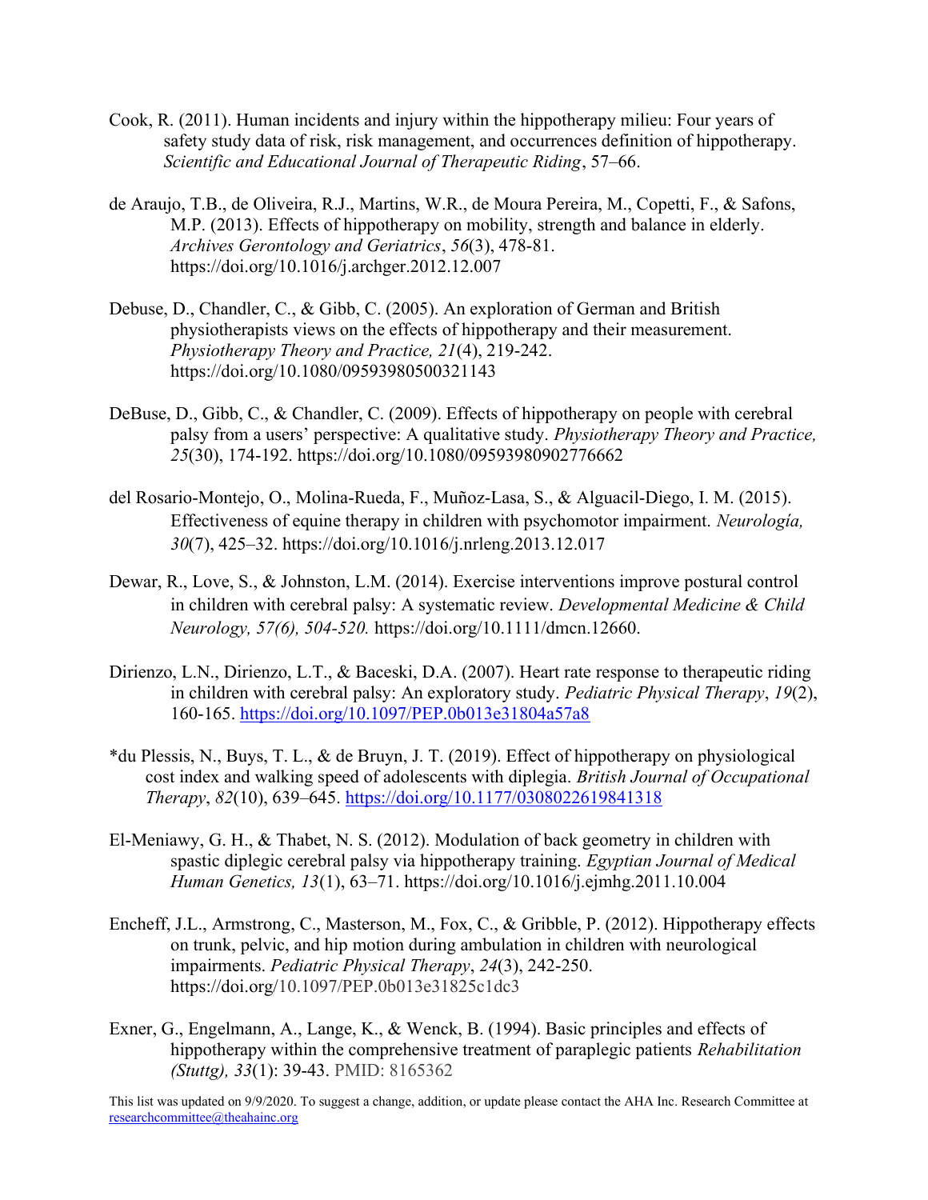Cook, R. (2011). Human incidents and injury within the hippotherapy milieu: Four years of safety study data of risk, risk management, and occurrences definition of hippotherapy. *Scientific and Educational Journal of Therapeutic Riding*, 57–66.

de Araujo, T.B., de Oliveira, R.J., Martins, W.R., de Moura Pereira, M., Copetti, F., & Safons, M.P. (2013). Effects of hippotherapy on mobility, strength and balance in elderly. *Archives Gerontology and Geriatrics*, *56*(3), 478-81. https://doi.org/10.1016/j.archger.2012.12.007

Debuse, D., Chandler, C., & Gibb, C. (2005). An exploration of German and British physiotherapists views on the effects of hippotherapy and their measurement. *Physiotherapy Theory and Practice, 21*(4), 219-242. https://doi.org/10.1080/09593980500321143

DeBuse, D., Gibb, C., & Chandler, C. (2009). Effects of hippotherapy on people with cerebral palsy from a users' perspective: A qualitative study. *Physiotherapy Theory and Practice, 25*(30), 174-192. https://doi.org/10.1080/09593980902776662

del Rosario-Montejo, O., Molina-Rueda, F., Muñoz-Lasa, S., & Alguacil-Diego, I. M. (2015). Effectiveness of equine therapy in children with psychomotor impairment. *Neurología, 30*(7), 425–32. https://doi.org/10.1016/j.nrleng.2013.12.017

Dewar, R., Love, S., & Johnston, L.M. (2014). Exercise interventions improve postural control in children with cerebral palsy: A systematic review. *Developmental Medicine & Child Neurology, 57(6), 504-520.* https://doi.org/10.1111/dmcn.12660.

Dirienzo, L.N., Dirienzo, L.T., & Baceski, D.A. (2007). Heart rate response to therapeutic riding in children with cerebral palsy: An exploratory study. *Pediatric Physical Therapy*, *19*(2), 160-165. https://doi.org/10.1097/PEP.0b013e31804a57a8

*du Plessis, N., Buys, T. L., & de Bruyn, J. T. (2019). Effect of hippotherapy on physiological cost index and walking speed of adolescents with diplegia. *British Journal of Occupational Therapy*, *82*(10), 639–645. https://doi.org/10.1177/0308022619841318

El-Meniawy, G. H., & Thabet, N. S. (2012). Modulation of back geometry in children with spastic diplegic cerebral palsy via hippotherapy training. *Egyptian Journal of Medical Human Genetics, 13*(1), 63–71. https://doi.org/10.1016/j.ejmhg.2011.10.004

Encheff, J.L., Armstrong, C., Masterson, M., Fox, C., & Gribble, P. (2012). Hippotherapy effects on trunk, pelvic, and hip motion during ambulation in children with neurological impairments. *Pediatric Physical Therapy*, *24*(3), 242-250. https://doi.org/10.1097/PEP.0b013e31825c1dc3

Exner, G., Engelmann, A., Lange, K., & Wenck, B. (1994). Basic principles and effects of hippotherapy within the comprehensive treatment of paraplegic patients *Rehabilitation (Stuttg), 33*(1): 39-43. PMID: 8165362

This list was updated on 9/9/2020. To suggest a change, addition, or update please contact the AHA Inc. Research Committee at researchcommittee@theahainc.org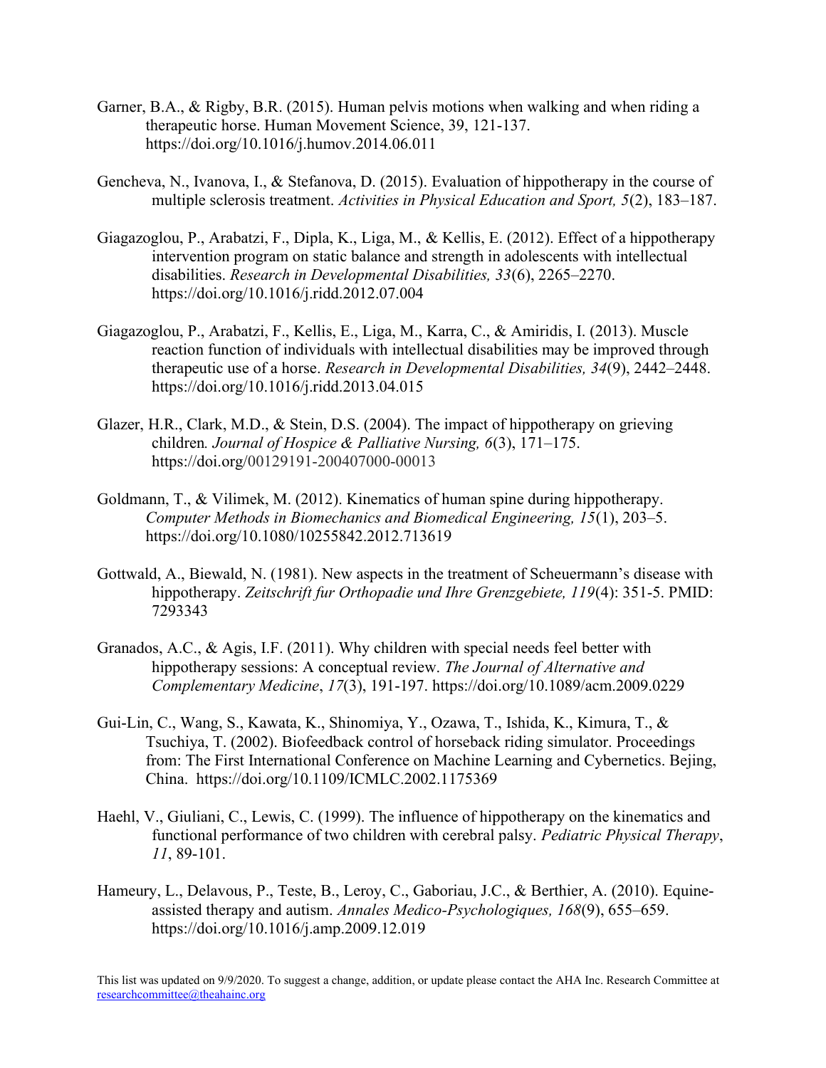Garner, B.A., & Rigby, B.R. (2015). Human pelvis motions when walking and when riding a therapeutic horse. Human Movement Science, 39, 121-137. https://doi.org/10.1016/j.humov.2014.06.011

Gencheva, N., Ivanova, I., & Stefanova, D. (2015). Evaluation of hippotherapy in the course of multiple sclerosis treatment. *Activities in Physical Education and Sport, 5*(2), 183–187.

Giagazoglou, P., Arabatzi, F., Dipla, K., Liga, M., & Kellis, E. (2012). Effect of a hippotherapy intervention program on static balance and strength in adolescents with intellectual disabilities. *Research in Developmental Disabilities, 33*(6), 2265–2270. https://doi.org/10.1016/j.ridd.2012.07.004

Giagazoglou, P., Arabatzi, F., Kellis, E., Liga, M., Karra, C., & Amiridis, I. (2013). Muscle reaction function of individuals with intellectual disabilities may be improved through therapeutic use of a horse. *Research in Developmental Disabilities, 34*(9), 2442–2448. https://doi.org/10.1016/j.ridd.2013.04.015

Glazer, H.R., Clark, M.D., & Stein, D.S. (2004). The impact of hippotherapy on grieving children*. Journal of Hospice & Palliative Nursing, 6*(3), 171–175. https://doi.org/00129191-200407000-00013

Goldmann, T., & Vilimek, M. (2012). Kinematics of human spine during hippotherapy. *Computer Methods in Biomechanics and Biomedical Engineering, 15*(1), 203–5. https://doi.org/10.1080/10255842.2012.713619

Gottwald, A., Biewald, N. (1981). New aspects in the treatment of Scheuermann's disease with hippotherapy. *Zeitschrift fur Orthopadie und Ihre Grenzgebiete, 119*(4): 351-5. PMID: 7293343

Granados, A.C., & Agis, I.F. (2011). Why children with special needs feel better with hippotherapy sessions: A conceptual review. *The Journal of Alternative and Complementary Medicine*, *17*(3), 191-197. https://doi.org/10.1089/acm.2009.0229

Gui-Lin, C., Wang, S., Kawata, K., Shinomiya, Y., Ozawa, T., Ishida, K., Kimura, T., & Tsuchiya, T. (2002). Biofeedback control of horseback riding simulator. Proceedings from: The First International Conference on Machine Learning and Cybernetics. Bejing, China. https://doi.org/10.1109/ICMLC.2002.1175369

Haehl, V., Giuliani, C., Lewis, C. (1999). The influence of hippotherapy on the kinematics and functional performance of two children with cerebral palsy. *Pediatric Physical Therapy*, *11*, 89-101.

Hameury, L., Delavous, P., Teste, B., Leroy, C., Gaboriau, J.C., & Berthier, A. (2010). Equine-assisted therapy and autism. *Annales Medico-Psychologiques, 168*(9), 655–659. https://doi.org/10.1016/j.amp.2009.12.019

This list was updated on 9/9/2020. To suggest a change, addition, or update please contact the AHA Inc. Research Committee at researchcommittee@theahainc.org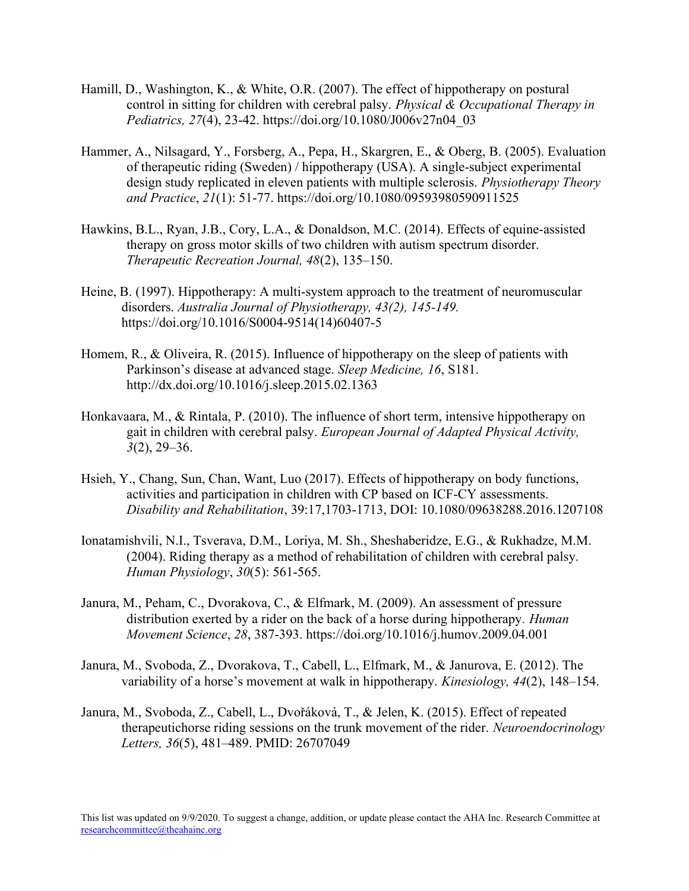Hamill, D., Washington, K., & White, O.R. (2007). The effect of hippotherapy on postural control in sitting for children with cerebral palsy. *Physical & Occupational Therapy in Pediatrics, 27*(4), 23-42. https://doi.org/10.1080/J006v27n04_03

Hammer, A., Nilsagard, Y., Forsberg, A., Pepa, H., Skargren, E., & Oberg, B. (2005). Evaluation of therapeutic riding (Sweden) / hippotherapy (USA). A single-subject experimental design study replicated in eleven patients with multiple sclerosis. *Physiotherapy Theory and Practice*, *21*(1): 51-77. https://doi.org/10.1080/09593980590911525

Hawkins, B.L., Ryan, J.B., Cory, L.A., & Donaldson, M.C. (2014). Effects of equine-assisted therapy on gross motor skills of two children with autism spectrum disorder. *Therapeutic Recreation Journal, 48*(2), 135–150.

Heine, B. (1997). Hippotherapy: A multi-system approach to the treatment of neuromuscular disorders. *Australia Journal of Physiotherapy, 43(2), 145-149.* https://doi.org/10.1016/S0004-9514(14)60407-5

Homem, R., & Oliveira, R. (2015). Influence of hippotherapy on the sleep of patients with Parkinson's disease at advanced stage. *Sleep Medicine, 16*, S181. http://dx.doi.org/10.1016/j.sleep.2015.02.1363

Honkavaara, M., & Rintala, P. (2010). The influence of short term, intensive hippotherapy on gait in children with cerebral palsy. *European Journal of Adapted Physical Activity, 3*(2), 29–36.

Hsieh, Y., Chang, Sun, Chan, Want, Luo (2017). Effects of hippotherapy on body functions, activities and participation in children with CP based on ICF-CY assessments. *Disability and Rehabilitation*, 39:17,1703-1713, DOI: 10.1080/09638288.2016.1207108

Ionatamishvili, N.I., Tsverava, D.M., Loriya, M. Sh., Sheshaberidze, E.G., & Rukhadze, M.M. (2004). Riding therapy as a method of rehabilitation of children with cerebral palsy. *Human Physiology*, *30*(5): 561-565.

Janura, M., Peham, C., Dvorakova, C., & Elfmark, M. (2009). An assessment of pressure distribution exerted by a rider on the back of a horse during hippotherapy. *Human Movement Science*, *28*, 387-393. https://doi.org/10.1016/j.humov.2009.04.001

Janura, M., Svoboda, Z., Dvorakova, T., Cabell, L., Elfmark, M., & Janurova, E. (2012). The variability of a horse's movement at walk in hippotherapy. *Kinesiology, 44*(2), 148–154.

Janura, M., Svoboda, Z., Cabell, L., Dvořáková, T., & Jelen, K. (2015). Effect of repeated therapeutichorse riding sessions on the trunk movement of the rider. *Neuroendocrinology Letters, 36*(5), 481–489. PMID: 26707049

This list was updated on 9/9/2020. To suggest a change, addition, or update please contact the AHA Inc. Research Committee at researchcommittee@theahainc.org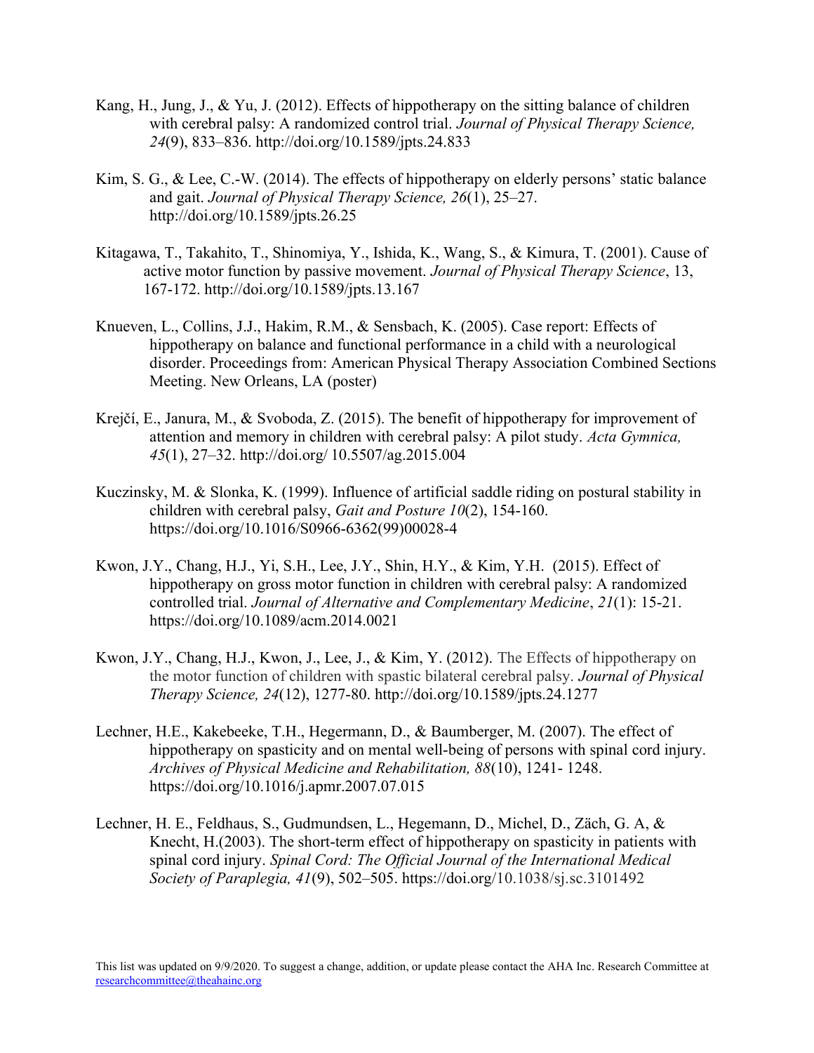Kang, H., Jung, J., & Yu, J. (2012). Effects of hippotherapy on the sitting balance of children with cerebral palsy: A randomized control trial. *Journal of Physical Therapy Science, 24*(9), 833–836. http://doi.org/10.1589/jpts.24.833

Kim, S. G., & Lee, C.-W. (2014). The effects of hippotherapy on elderly persons' static balance and gait. *Journal of Physical Therapy Science, 26*(1), 25–27. http://doi.org/10.1589/jpts.26.25

Kitagawa, T., Takahito, T., Shinomiya, Y., Ishida, K., Wang, S., & Kimura, T. (2001). Cause of active motor function by passive movement. *Journal of Physical Therapy Science*, 13, 167-172. http://doi.org/10.1589/jpts.13.167

Knueven, L., Collins, J.J., Hakim, R.M., & Sensbach, K. (2005). Case report: Effects of hippotherapy on balance and functional performance in a child with a neurological disorder. Proceedings from: American Physical Therapy Association Combined Sections Meeting. New Orleans, LA (poster)

Krejčí, E., Janura, M., & Svoboda, Z. (2015). The benefit of hippotherapy for improvement of attention and memory in children with cerebral palsy: A pilot study. *Acta Gymnica, 45*(1), 27–32. http://doi.org/ 10.5507/ag.2015.004

Kuczinsky, M. & Slonka, K. (1999). Influence of artificial saddle riding on postural stability in children with cerebral palsy, *Gait and Posture 10*(2), 154-160. https://doi.org/10.1016/S0966-6362(99)00028-4

Kwon, J.Y., Chang, H.J., Yi, S.H., Lee, J.Y., Shin, H.Y., & Kim, Y.H. (2015). Effect of hippotherapy on gross motor function in children with cerebral palsy: A randomized controlled trial. *Journal of Alternative and Complementary Medicine*, *21*(1): 15-21. https://doi.org/10.1089/acm.2014.0021

Kwon, J.Y., Chang, H.J., Kwon, J., Lee, J., & Kim, Y. (2012). The Effects of hippotherapy on the motor function of children with spastic bilateral cerebral palsy. *Journal of Physical Therapy Science, 24*(12), 1277-80. http://doi.org/10.1589/jpts.24.1277

Lechner, H.E., Kakebeeke, T.H., Hegermann, D., & Baumberger, M. (2007). The effect of hippotherapy on spasticity and on mental well-being of persons with spinal cord injury. *Archives of Physical Medicine and Rehabilitation, 88*(10), 1241- 1248. https://doi.org/10.1016/j.apmr.2007.07.015

Lechner, H. E., Feldhaus, S., Gudmundsen, L., Hegemann, D., Michel, D., Zäch, G. A, & Knecht, H.(2003). The short-term effect of hippotherapy on spasticity in patients with spinal cord injury. *Spinal Cord: The Official Journal of the International Medical Society of Paraplegia, 41*(9), 502–505. https://doi.org/10.1038/sj.sc.3101492

This list was updated on 9/9/2020. To suggest a change, addition, or update please contact the AHA Inc. Research Committee at researchcommittee@theahainc.org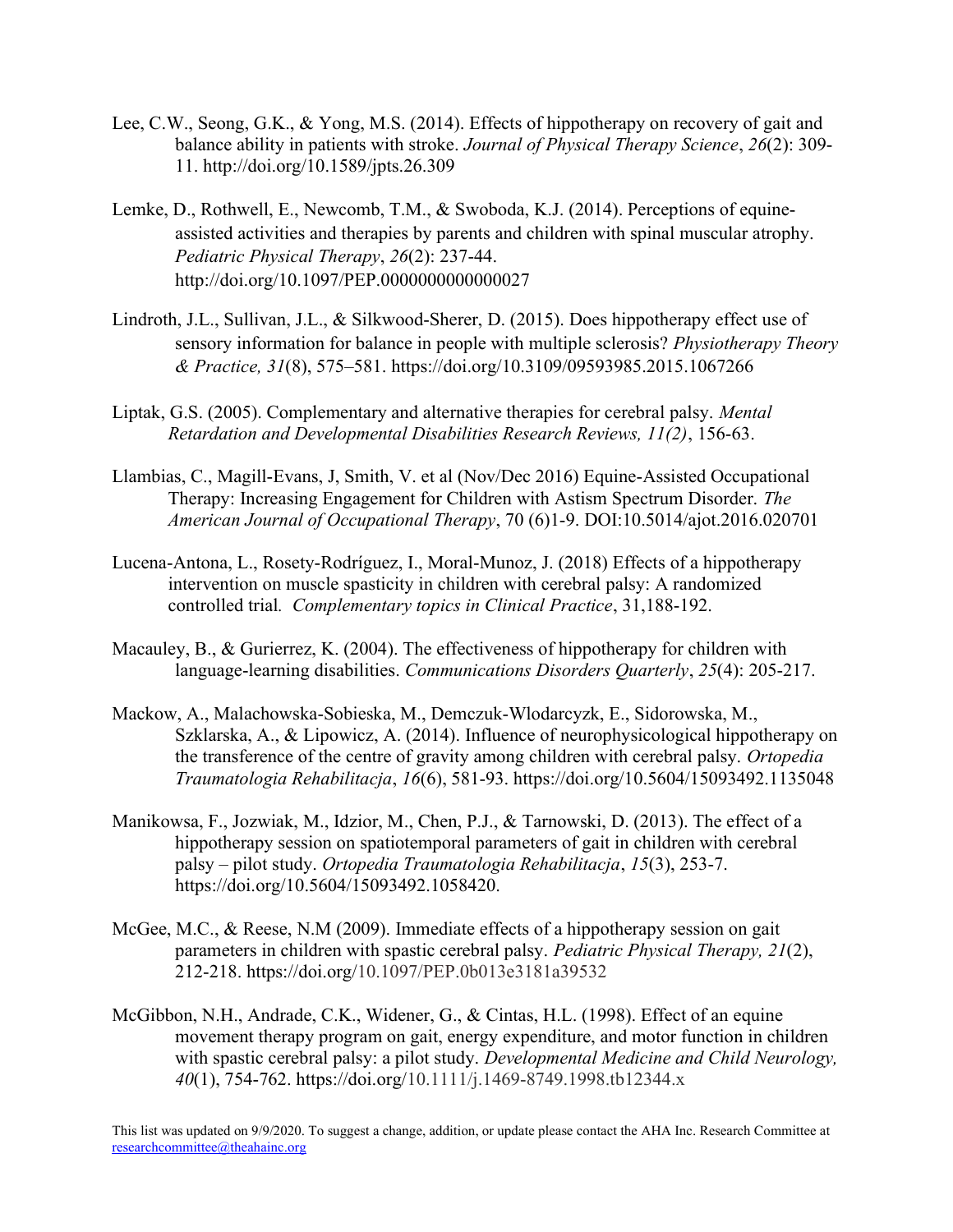Lee, C.W., Seong, G.K., & Yong, M.S. (2014). Effects of hippotherapy on recovery of gait and balance ability in patients with stroke. *Journal of Physical Therapy Science*, *26*(2): 309-11. http://doi.org/10.1589/jpts.26.309

Lemke, D., Rothwell, E., Newcomb, T.M., & Swoboda, K.J. (2014). Perceptions of equine-assisted activities and therapies by parents and children with spinal muscular atrophy. *Pediatric Physical Therapy*, *26*(2): 237-44. http://doi.org/10.1097/PEP.0000000000000027

Lindroth, J.L., Sullivan, J.L., & Silkwood-Sherer, D. (2015). Does hippotherapy effect use of sensory information for balance in people with multiple sclerosis? *Physiotherapy Theory & Practice, 31*(8), 575–581. https://doi.org/10.3109/09593985.2015.1067266

Liptak, G.S. (2005). Complementary and alternative therapies for cerebral palsy. *Mental Retardation and Developmental Disabilities Research Reviews, 11(2)*, 156-63.

Llambias, C., Magill-Evans, J, Smith, V. et al (Nov/Dec 2016) Equine-Assisted Occupational Therapy: Increasing Engagement for Children with Astism Spectrum Disorder. *The American Journal of Occupational Therapy*, 70 (6)1-9. DOI:10.5014/ajot.2016.020701

Lucena-Antona, L., Rosety-Rodríguez, I., Moral-Munoz, J. (2018) Effects of a hippotherapy intervention on muscle spasticity in children with cerebral palsy: A randomized controlled trial. *Complementary topics in Clinical Practice*, 31,188-192.

Macauley, B., & Gurierrez, K. (2004). The effectiveness of hippotherapy for children with language-learning disabilities. *Communications Disorders Quarterly*, *25*(4): 205-217.

Mackow, A., Malachowska-Sobieska, M., Demczuk-Wlodarcyzk, E., Sidorowska, M., Szklarska, A., & Lipowicz, A. (2014). Influence of neurophysicological hippotherapy on the transference of the centre of gravity among children with cerebral palsy. *Ortopedia Traumatologia Rehabilitacja*, *16*(6), 581-93. https://doi.org/10.5604/15093492.1135048

Manikowsa, F., Jozwiak, M., Idzior, M., Chen, P.J., & Tarnowski, D. (2013). The effect of a hippotherapy session on spatiotemporal parameters of gait in children with cerebral palsy – pilot study. *Ortopedia Traumatologia Rehabilitacja*, *15*(3), 253-7. https://doi.org/10.5604/15093492.1058420.

McGee, M.C., & Reese, N.M (2009). Immediate effects of a hippotherapy session on gait parameters in children with spastic cerebral palsy. *Pediatric Physical Therapy, 21*(2), 212-218. https://doi.org/10.1097/PEP.0b013e3181a39532

McGibbon, N.H., Andrade, C.K., Widener, G., & Cintas, H.L. (1998). Effect of an equine movement therapy program on gait, energy expenditure, and motor function in children with spastic cerebral palsy: a pilot study. *Developmental Medicine and Child Neurology, 40*(1), 754-762. https://doi.org/10.1111/j.1469-8749.1998.tb12344.x

This list was updated on 9/9/2020. To suggest a change, addition, or update please contact the AHA Inc. Research Committee at researchcommittee@theahainc.org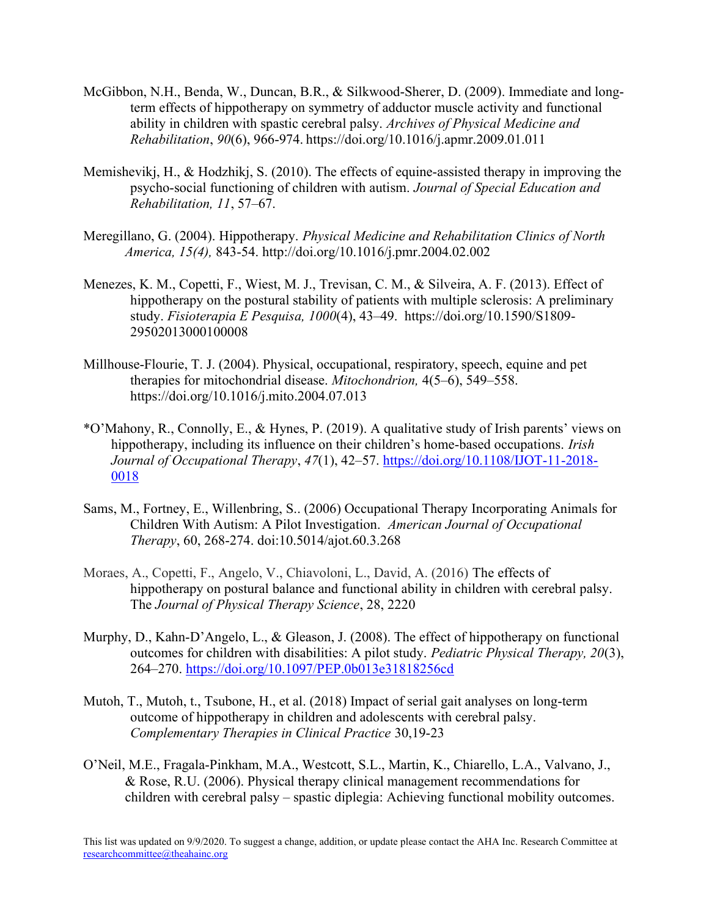McGibbon, N.H., Benda, W., Duncan, B.R., & Silkwood-Sherer, D. (2009). Immediate and long-term effects of hippotherapy on symmetry of adductor muscle activity and functional ability in children with spastic cerebral palsy. *Archives of Physical Medicine and Rehabilitation*, *90*(6), 966-974. https://doi.org/10.1016/j.apmr.2009.01.011

Memishevikj, H., & Hodzhikj, S. (2010). The effects of equine-assisted therapy in improving the psycho-social functioning of children with autism. *Journal of Special Education and Rehabilitation, 11*, 57–67.

Meregillano, G. (2004). Hippotherapy. *Physical Medicine and Rehabilitation Clinics of North America, 15(4),* 843-54. http://doi.org/10.1016/j.pmr.2004.02.002

Menezes, K. M., Copetti, F., Wiest, M. J., Trevisan, C. M., & Silveira, A. F. (2013). Effect of hippotherapy on the postural stability of patients with multiple sclerosis: A preliminary study. *Fisioterapia E Pesquisa, 1000*(4), 43–49. https://doi.org/10.1590/S1809-29502013000100008

Millhouse-Flourie, T. J. (2004). Physical, occupational, respiratory, speech, equine and pet therapies for mitochondrial disease. *Mitochondrion,* 4(5–6), 549–558. https://doi.org/10.1016/j.mito.2004.07.013

*O'Mahony, R., Connolly, E., & Hynes, P. (2019). A qualitative study of Irish parents' views on hippotherapy, including its influence on their children's home-based occupations. *Irish Journal of Occupational Therapy*, *47*(1), 42–57. https://doi.org/10.1108/IJOT-11-2018-0018

Sams, M., Fortney, E., Willenbring, S.. (2006) Occupational Therapy Incorporating Animals for Children With Autism: A Pilot Investigation. *American Journal of Occupational Therapy*, 60, 268-274. doi:10.5014/ajot.60.3.268

Moraes, A., Copetti, F., Angelo, V., Chiavoloni, L., David, A. (2016) The effects of hippotherapy on postural balance and functional ability in children with cerebral palsy. The *Journal of Physical Therapy Science*, 28, 2220

Murphy, D., Kahn-D'Angelo, L., & Gleason, J. (2008). The effect of hippotherapy on functional outcomes for children with disabilities: A pilot study. *Pediatric Physical Therapy, 20*(3), 264–270. https://doi.org/10.1097/PEP.0b013e31818256cd

Mutoh, T., Mutoh, t., Tsubone, H., et al. (2018) Impact of serial gait analyses on long-term outcome of hippotherapy in children and adolescents with cerebral palsy. *Complementary Therapies in Clinical Practice* 30,19-23

O'Neil, M.E., Fragala-Pinkham, M.A., Westcott, S.L., Martin, K., Chiarello, L.A., Valvano, J., & Rose, R.U. (2006). Physical therapy clinical management recommendations for children with cerebral palsy – spastic diplegia: Achieving functional mobility outcomes.

This list was updated on 9/9/2020. To suggest a change, addition, or update please contact the AHA Inc. Research Committee at researchcommittee@theahainc.org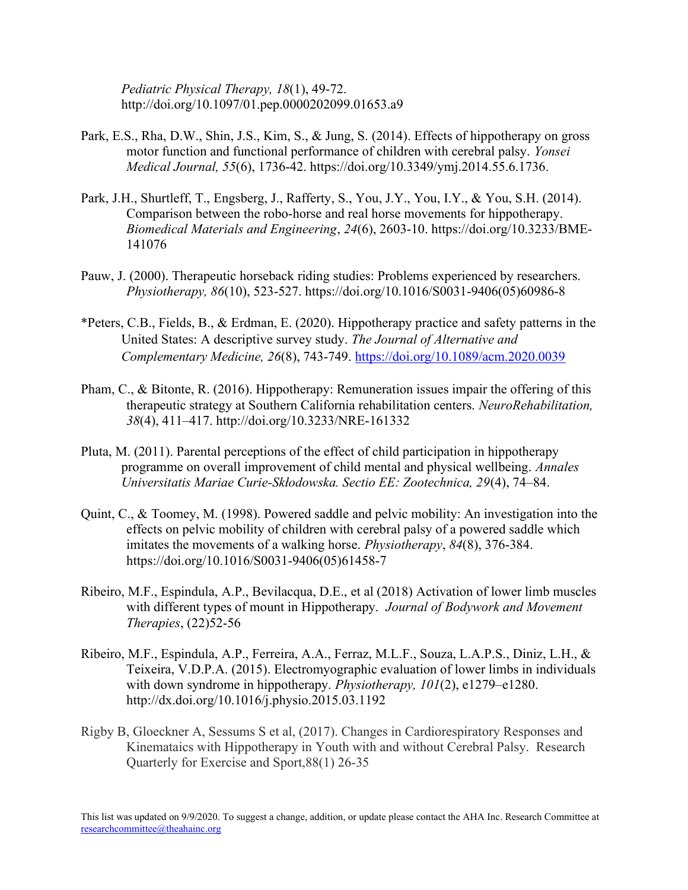*Pediatric Physical Therapy, 18*(1), 49-72. http://doi.org/10.1097/01.pep.0000202099.01653.a9

Park, E.S., Rha, D.W., Shin, J.S., Kim, S., & Jung, S. (2014). Effects of hippotherapy on gross motor function and functional performance of children with cerebral palsy. *Yonsei Medical Journal, 55*(6), 1736-42. https://doi.org/10.3349/ymj.2014.55.6.1736.

Park, J.H., Shurtleff, T., Engsberg, J., Rafferty, S., You, J.Y., You, I.Y., & You, S.H. (2014). Comparison between the robo-horse and real horse movements for hippotherapy. *Biomedical Materials and Engineering*, *24*(6), 2603-10. https://doi.org/10.3233/BME-141076

Pauw, J. (2000). Therapeutic horseback riding studies: Problems experienced by researchers. *Physiotherapy, 86*(10), 523-527. https://doi.org/10.1016/S0031-9406(05)60986-8

*Peters, C.B., Fields, B., & Erdman, E. (2020). Hippotherapy practice and safety patterns in the United States: A descriptive survey study. *The Journal of Alternative and Complementary Medicine, 26*(8), 743-749. https://doi.org/10.1089/acm.2020.0039

Pham, C., & Bitonte, R. (2016). Hippotherapy: Remuneration issues impair the offering of this therapeutic strategy at Southern California rehabilitation centers. *NeuroRehabilitation, 38*(4), 411–417. http://doi.org/10.3233/NRE-161332

Pluta, M. (2011). Parental perceptions of the effect of child participation in hippotherapy programme on overall improvement of child mental and physical wellbeing. *Annales Universitatis Mariae Curie-Skłodowska. Sectio EE: Zootechnica, 29*(4), 74–84.

Quint, C., & Toomey, M. (1998). Powered saddle and pelvic mobility: An investigation into the effects on pelvic mobility of children with cerebral palsy of a powered saddle which imitates the movements of a walking horse. *Physiotherapy*, *84*(8), 376-384. https://doi.org/10.1016/S0031-9406(05)61458-7

Ribeiro, M.F., Espindula, A.P., Bevilacqua, D.E., et al (2018) Activation of lower limb muscles with different types of mount in Hippotherapy. *Journal of Bodywork and Movement Therapies*, (22)52-56

Ribeiro, M.F., Espindula, A.P., Ferreira, A.A., Ferraz, M.L.F., Souza, L.A.P.S., Diniz, L.H., & Teixeira, V.D.P.A. (2015). Electromyographic evaluation of lower limbs in individuals with down syndrome in hippotherapy. *Physiotherapy, 101*(2), e1279–e1280. http://dx.doi.org/10.1016/j.physio.2015.03.1192

Rigby B, Gloeckner A, Sessums S et al, (2017). Changes in Cardiorespiratory Responses and Kinemataics with Hippotherapy in Youth with and without Cerebral Palsy. Research Quarterly for Exercise and Sport,88(1) 26-35

This list was updated on 9/9/2020. To suggest a change, addition, or update please contact the AHA Inc. Research Committee at researchcommittee@theahainc.org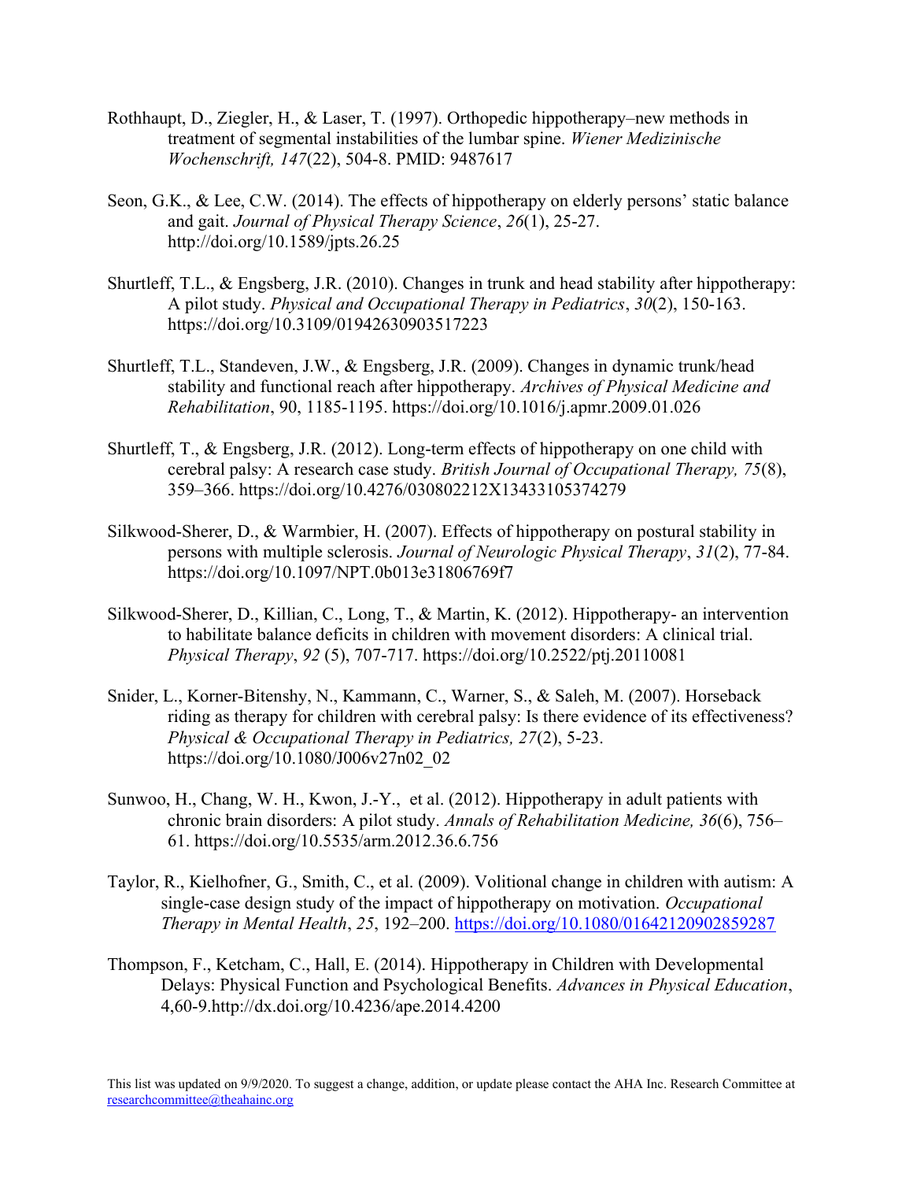Rothhaupt, D., Ziegler, H., & Laser, T. (1997). Orthopedic hippotherapy–new methods in treatment of segmental instabilities of the lumbar spine. *Wiener Medizinische Wochenschrift, 147*(22), 504-8. PMID: 9487617

Seon, G.K., & Lee, C.W. (2014). The effects of hippotherapy on elderly persons' static balance and gait. *Journal of Physical Therapy Science*, *26*(1), 25-27. http://doi.org/10.1589/jpts.26.25

Shurtleff, T.L., & Engsberg, J.R. (2010). Changes in trunk and head stability after hippotherapy: A pilot study. *Physical and Occupational Therapy in Pediatrics*, *30*(2), 150-163. https://doi.org/10.3109/01942630903517223

Shurtleff, T.L., Standeven, J.W., & Engsberg, J.R. (2009). Changes in dynamic trunk/head stability and functional reach after hippotherapy. *Archives of Physical Medicine and Rehabilitation*, 90, 1185-1195. https://doi.org/10.1016/j.apmr.2009.01.026

Shurtleff, T., & Engsberg, J.R. (2012). Long-term effects of hippotherapy on one child with cerebral palsy: A research case study. *British Journal of Occupational Therapy, 75*(8), 359–366. https://doi.org/10.4276/030802212X13433105374279

Silkwood-Sherer, D., & Warmbier, H. (2007). Effects of hippotherapy on postural stability in persons with multiple sclerosis. *Journal of Neurologic Physical Therapy*, *31*(2), 77-84. https://doi.org/10.1097/NPT.0b013e31806769f7

Silkwood-Sherer, D., Killian, C., Long, T., & Martin, K. (2012). Hippotherapy- an intervention to habilitate balance deficits in children with movement disorders: A clinical trial. *Physical Therapy*, *92* (5), 707-717. https://doi.org/10.2522/ptj.20110081

Snider, L., Korner-Bitenshy, N., Kammann, C., Warner, S., & Saleh, M. (2007). Horseback riding as therapy for children with cerebral palsy: Is there evidence of its effectiveness? *Physical & Occupational Therapy in Pediatrics, 27*(2), 5-23. https://doi.org/10.1080/J006v27n02_02

Sunwoo, H., Chang, W. H., Kwon, J.-Y., et al. (2012). Hippotherapy in adult patients with chronic brain disorders: A pilot study. *Annals of Rehabilitation Medicine, 36*(6), 756–61. https://doi.org/10.5535/arm.2012.36.6.756

Taylor, R., Kielhofner, G., Smith, C., et al. (2009). Volitional change in children with autism: A single-case design study of the impact of hippotherapy on motivation. *Occupational Therapy in Mental Health*, *25*, 192–200. https://doi.org/10.1080/01642120902859287

Thompson, F., Ketcham, C., Hall, E. (2014). Hippotherapy in Children with Developmental Delays: Physical Function and Psychological Benefits. *Advances in Physical Education*, 4,60-9.http://dx.doi.org/10.4236/ape.2014.4200

This list was updated on 9/9/2020. To suggest a change, addition, or update please contact the AHA Inc. Research Committee at researchcommittee@theahainc.org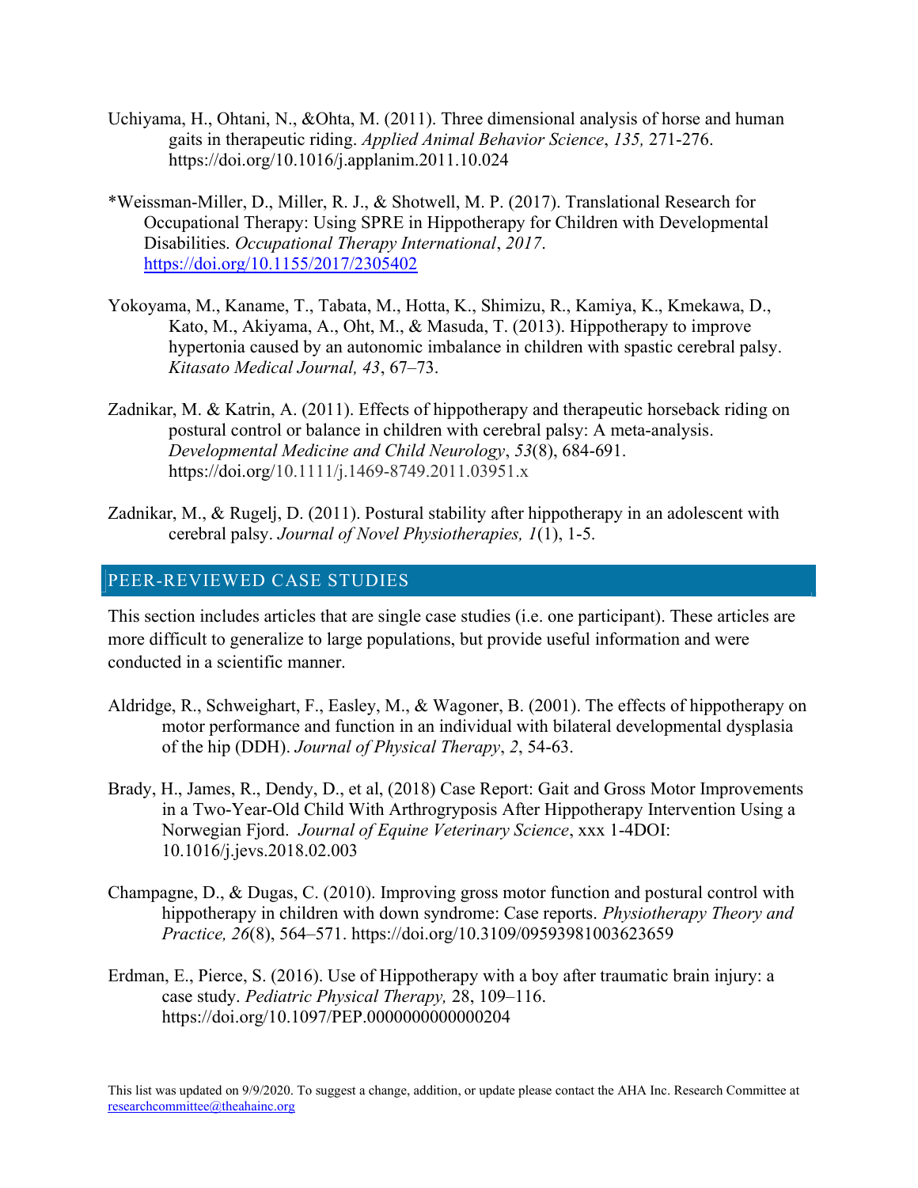Uchiyama, H., Ohtani, N., &Ohta, M. (2011). Three dimensional analysis of horse and human gaits in therapeutic riding. *Applied Animal Behavior Science*, *135,* 271-276. https://doi.org/10.1016/j.applanim.2011.10.024

*Weissman-Miller, D., Miller, R. J., & Shotwell, M. P. (2017). Translational Research for Occupational Therapy: Using SPRE in Hippotherapy for Children with Developmental Disabilities. *Occupational Therapy International*, *2017*. https://doi.org/10.1155/2017/2305402

Yokoyama, M., Kaname, T., Tabata, M., Hotta, K., Shimizu, R., Kamiya, K., Kmekawa, D., Kato, M., Akiyama, A., Oht, M., & Masuda, T. (2013). Hippotherapy to improve hypertonia caused by an autonomic imbalance in children with spastic cerebral palsy. *Kitasato Medical Journal, 43*, 67–73.

Zadnikar, M. & Katrin, A. (2011). Effects of hippotherapy and therapeutic horseback riding on postural control or balance in children with cerebral palsy: A meta-analysis. *Developmental Medicine and Child Neurology*, *53*(8), 684-691. https://doi.org/10.1111/j.1469-8749.2011.03951.x

Zadnikar, M., & Rugelj, D. (2011). Postural stability after hippotherapy in an adolescent with cerebral palsy. *Journal of Novel Physiotherapies, 1*(1), 1-5.

## PEER-REVIEWED CASE STUDIES

This section includes articles that are single case studies (i.e. one participant). These articles are more difficult to generalize to large populations, but provide useful information and were conducted in a scientific manner.

Aldridge, R., Schweighart, F., Easley, M., & Wagoner, B. (2001). The effects of hippotherapy on motor performance and function in an individual with bilateral developmental dysplasia of the hip (DDH). *Journal of Physical Therapy*, *2*, 54-63.

Brady, H., James, R., Dendy, D., et al, (2018) Case Report: Gait and Gross Motor Improvements in a Two-Year-Old Child With Arthrogryposis After Hippotherapy Intervention Using a Norwegian Fjord. *Journal of Equine Veterinary Science*, xxx 1-4DOI: 10.1016/j.jevs.2018.02.003

Champagne, D., & Dugas, C. (2010). Improving gross motor function and postural control with hippotherapy in children with down syndrome: Case reports. *Physiotherapy Theory and Practice, 26*(8), 564–571. https://doi.org/10.3109/09593981003623659

Erdman, E., Pierce, S. (2016). Use of Hippotherapy with a boy after traumatic brain injury: a case study. *Pediatric Physical Therapy,* 28, 109–116. https://doi.org/10.1097/PEP.0000000000000204

This list was updated on 9/9/2020. To suggest a change, addition, or update please contact the AHA Inc. Research Committee at researchcommittee@theahainc.org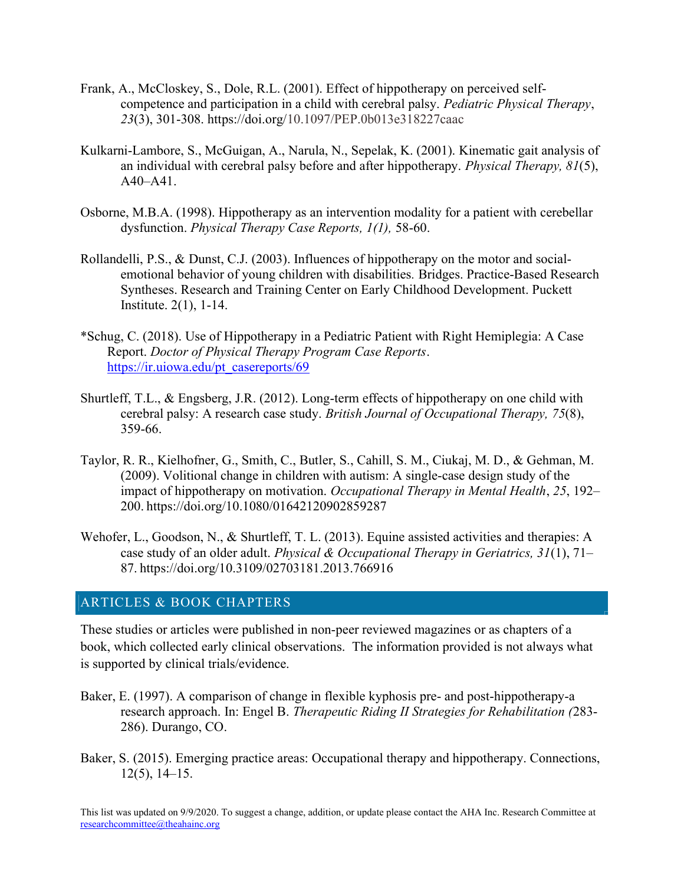Frank, A., McCloskey, S., Dole, R.L. (2001). Effect of hippotherapy on perceived self-competence and participation in a child with cerebral palsy. *Pediatric Physical Therapy*, *23*(3), 301-308. https://doi.org/10.1097/PEP.0b013e318227caac

Kulkarni-Lambore, S., McGuigan, A., Narula, N., Sepelak, K. (2001). Kinematic gait analysis of an individual with cerebral palsy before and after hippotherapy. *Physical Therapy, 81*(5), A40–A41.

Osborne, M.B.A. (1998). Hippotherapy as an intervention modality for a patient with cerebellar dysfunction. *Physical Therapy Case Reports, 1(1),* 58-60.

Rollandelli, P.S., & Dunst, C.J. (2003). Influences of hippotherapy on the motor and social-emotional behavior of young children with disabilities. Bridges. Practice-Based Research Syntheses. Research and Training Center on Early Childhood Development. Puckett Institute. 2(1), 1-14.

*Schug, C. (2018). Use of Hippotherapy in a Pediatric Patient with Right Hemiplegia: A Case Report. *Doctor of Physical Therapy Program Case Reports*. https://ir.uiowa.edu/pt_casereports/69

Shurtleff, T.L., & Engsberg, J.R. (2012). Long-term effects of hippotherapy on one child with cerebral palsy: A research case study. *British Journal of Occupational Therapy, 75*(8), 359-66.

Taylor, R. R., Kielhofner, G., Smith, C., Butler, S., Cahill, S. M., Ciukaj, M. D., & Gehman, M. (2009). Volitional change in children with autism: A single-case design study of the impact of hippotherapy on motivation. *Occupational Therapy in Mental Health*, *25*, 192–200. https://doi.org/10.1080/01642120902859287

Wehofer, L., Goodson, N., & Shurtleff, T. L. (2013). Equine assisted activities and therapies: A case study of an older adult. *Physical & Occupational Therapy in Geriatrics, 31*(1), 71–87. https://doi.org/10.3109/02703181.2013.766916

## ARTICLES & BOOK CHAPTERS

These studies or articles were published in non-peer reviewed magazines or as chapters of a book, which collected early clinical observations. The information provided is not always what is supported by clinical trials/evidence.

Baker, E. (1997). A comparison of change in flexible kyphosis pre- and post-hippotherapy-a research approach. In: Engel B. *Therapeutic Riding II Strategies for Rehabilitation (*283-286). Durango, CO.

Baker, S. (2015). Emerging practice areas: Occupational therapy and hippotherapy. Connections, 12(5), 14–15.

This list was updated on 9/9/2020. To suggest a change, addition, or update please contact the AHA Inc. Research Committee at researchcommittee@theahainc.org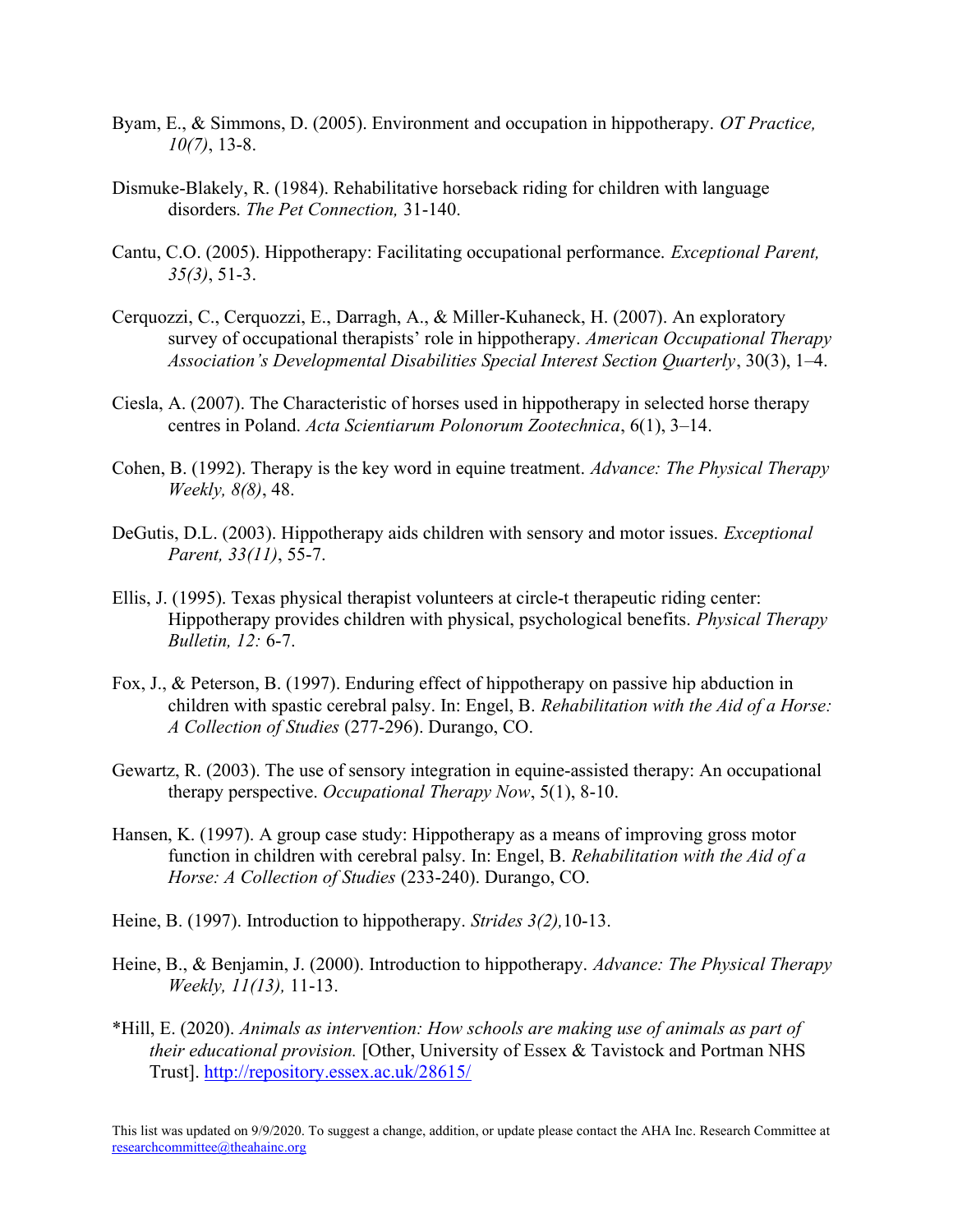Byam, E., & Simmons, D. (2005). Environment and occupation in hippotherapy. *OT Practice, 10(7)*, 13-8.

Dismuke-Blakely, R. (1984). Rehabilitative horseback riding for children with language disorders. *The Pet Connection,* 31-140.

Cantu, C.O. (2005). Hippotherapy: Facilitating occupational performance. *Exceptional Parent, 35(3)*, 51-3.

Cerquozzi, C., Cerquozzi, E., Darragh, A., & Miller-Kuhaneck, H. (2007). An exploratory survey of occupational therapists' role in hippotherapy. *American Occupational Therapy Association's Developmental Disabilities Special Interest Section Quarterly*, 30(3), 1–4.

Ciesla, A. (2007). The Characteristic of horses used in hippotherapy in selected horse therapy centres in Poland. *Acta Scientiarum Polonorum Zootechnica*, 6(1), 3–14.

Cohen, B. (1992). Therapy is the key word in equine treatment. *Advance: The Physical Therapy Weekly, 8(8)*, 48.

DeGutis, D.L. (2003). Hippotherapy aids children with sensory and motor issues. *Exceptional Parent, 33(11)*, 55-7.

Ellis, J. (1995). Texas physical therapist volunteers at circle-t therapeutic riding center: Hippotherapy provides children with physical, psychological benefits. *Physical Therapy Bulletin, 12:* 6-7.

Fox, J., & Peterson, B. (1997). Enduring effect of hippotherapy on passive hip abduction in children with spastic cerebral palsy. In: Engel, B. *Rehabilitation with the Aid of a Horse: A Collection of Studies* (277-296). Durango, CO.

Gewartz, R. (2003). The use of sensory integration in equine-assisted therapy: An occupational therapy perspective. *Occupational Therapy Now*, 5(1), 8-10.

Hansen, K. (1997). A group case study: Hippotherapy as a means of improving gross motor function in children with cerebral palsy. In: Engel, B. *Rehabilitation with the Aid of a Horse: A Collection of Studies* (233-240). Durango, CO.

Heine, B. (1997). Introduction to hippotherapy. *Strides 3(2),*10-13.

Heine, B., & Benjamin, J. (2000). Introduction to hippotherapy. *Advance: The Physical Therapy Weekly, 11(13),* 11-13.

*Hill, E. (2020). *Animals as intervention: How schools are making use of animals as part of their educational provision.* [Other, University of Essex & Tavistock and Portman NHS Trust]. http://repository.essex.ac.uk/28615/

This list was updated on 9/9/2020. To suggest a change, addition, or update please contact the AHA Inc. Research Committee at researchcommittee@theahainc.org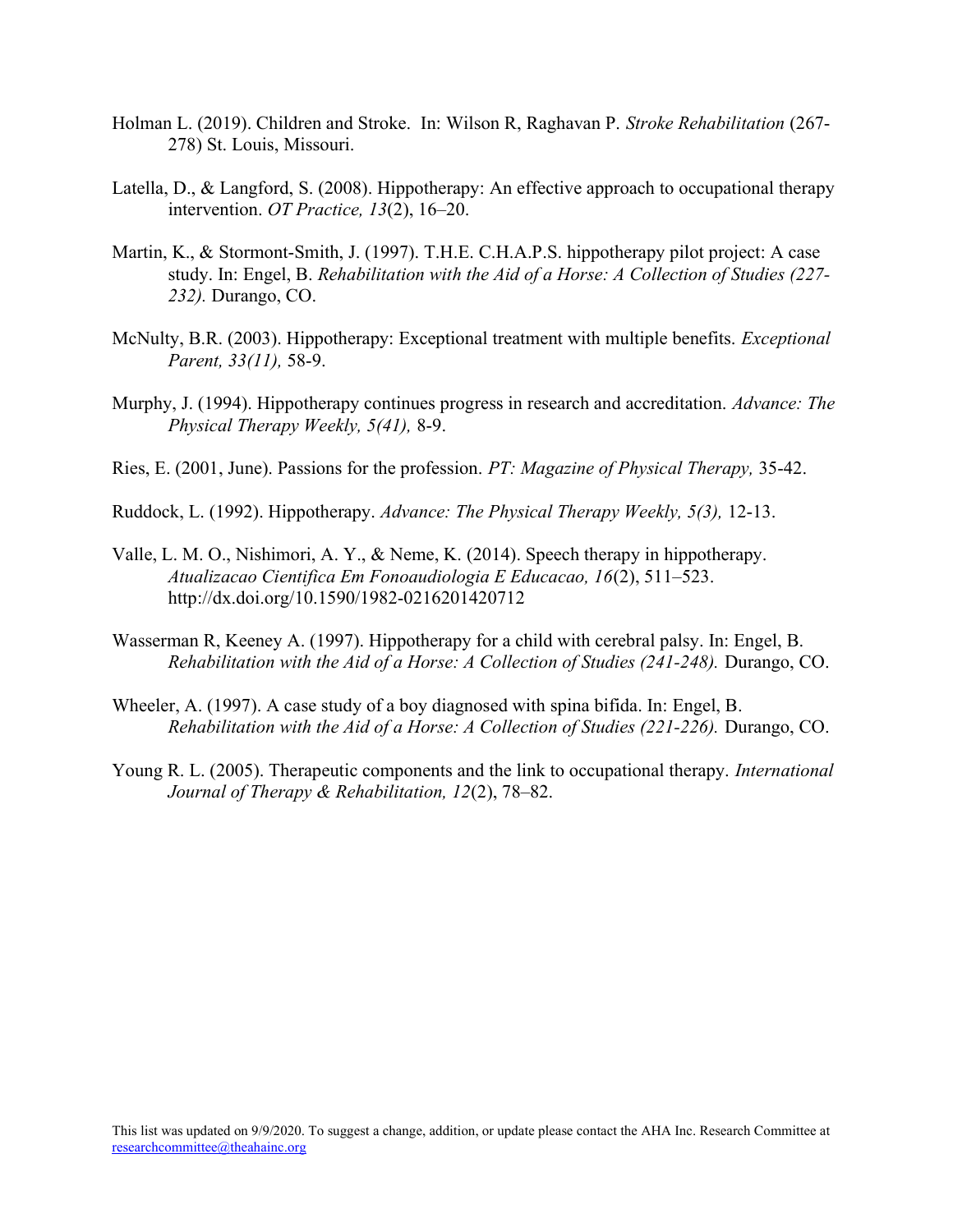Holman L. (2019). Children and Stroke. In: Wilson R, Raghavan P. *Stroke Rehabilitation* (267-278) St. Louis, Missouri.

Latella, D., & Langford, S. (2008). Hippotherapy: An effective approach to occupational therapy intervention. *OT Practice, 13*(2), 16–20.

Martin, K., & Stormont-Smith, J. (1997). T.H.E. C.H.A.P.S. hippotherapy pilot project: A case study. In: Engel, B. *Rehabilitation with the Aid of a Horse: A Collection of Studies (227-232).* Durango, CO.

McNulty, B.R. (2003). Hippotherapy: Exceptional treatment with multiple benefits. *Exceptional Parent, 33(11),* 58-9.

Murphy, J. (1994). Hippotherapy continues progress in research and accreditation. *Advance: The Physical Therapy Weekly, 5(41),* 8-9.

Ries, E. (2001, June). Passions for the profession. *PT: Magazine of Physical Therapy,* 35-42.

Ruddock, L. (1992). Hippotherapy. *Advance: The Physical Therapy Weekly, 5(3),* 12-13.

Valle, L. M. O., Nishimori, A. Y., & Neme, K. (2014). Speech therapy in hippotherapy. *Atualizacao Cientifica Em Fonoaudiologia E Educacao, 16*(2), 511–523. http://dx.doi.org/10.1590/1982-0216201420712

Wasserman R, Keeney A. (1997). Hippotherapy for a child with cerebral palsy. In: Engel, B. *Rehabilitation with the Aid of a Horse: A Collection of Studies (241-248).* Durango, CO.

Wheeler, A. (1997). A case study of a boy diagnosed with spina bifida. In: Engel, B. *Rehabilitation with the Aid of a Horse: A Collection of Studies (221-226).* Durango, CO.

Young R. L. (2005). Therapeutic components and the link to occupational therapy. *International Journal of Therapy & Rehabilitation, 12*(2), 78–82.

This list was updated on 9/9/2020. To suggest a change, addition, or update please contact the AHA Inc. Research Committee at researchcommittee@theahainc.org